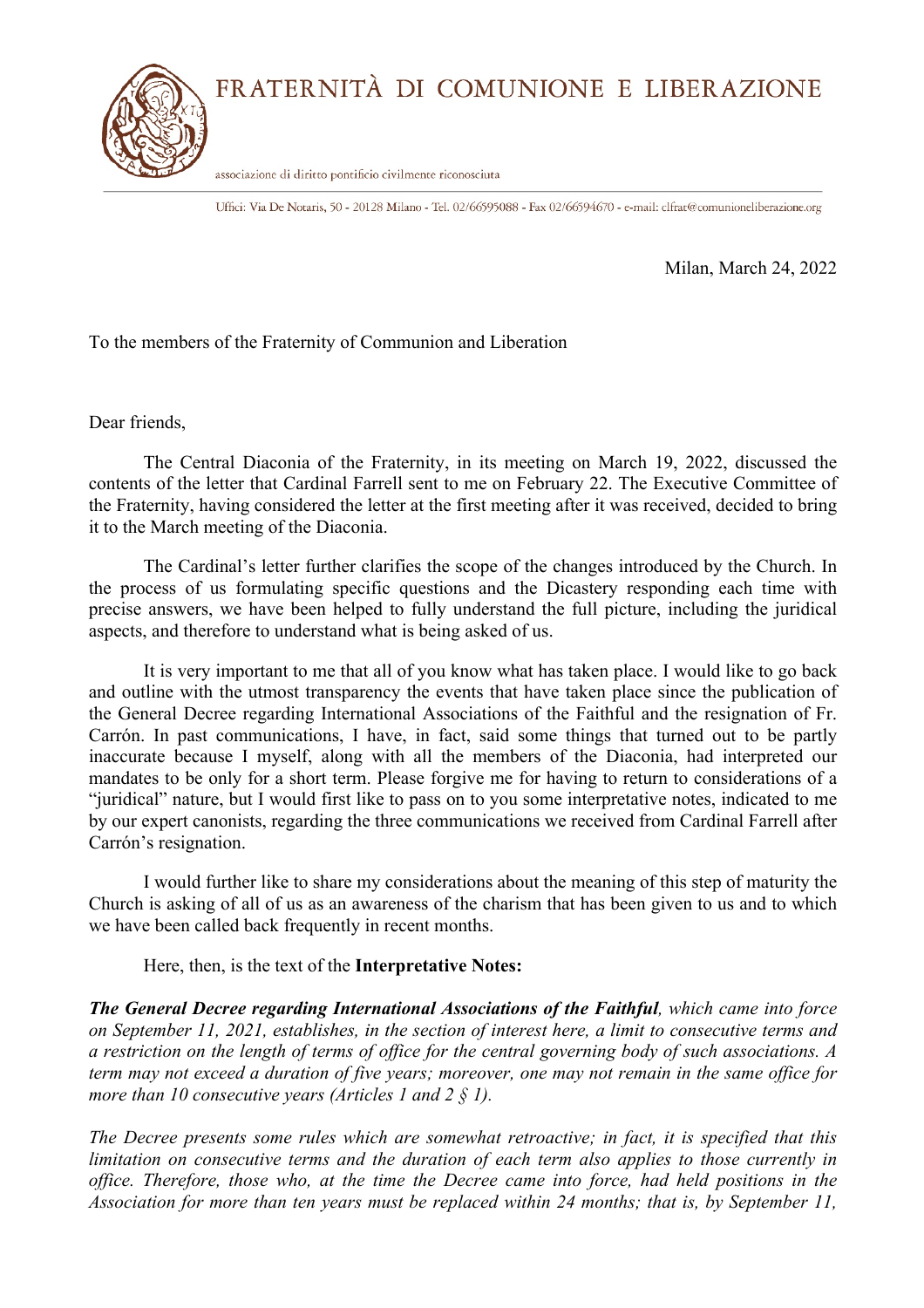# FRATERNITÀ DI COMUNIONE E LIBERAZIONE

associazione di diritto pontificio civilmente riconosciuta

Uffici: Via De Notaris, 50 - 20128 Milano - Tel. 02/66595088 - Fax 02/66594670 - e-mail: clfrat@comunioneliberazione.org

Milan, March 24, 2022

To the members of the Fraternity of Communion and Liberation

Dear friends,

The Central Diaconia of the Fraternity, in its meeting on March 19, 2022, discussed the contents of the letter that Cardinal Farrell sent to me on February 22. The Executive Committee of the Fraternity, having considered the letter at the first meeting after it was received, decided to bring it to the March meeting of the Diaconia.

The Cardinal's letter further clarifies the scope of the changes introduced by the Church. In the process of us formulating specific questions and the Dicastery responding each time with precise answers, we have been helped to fully understand the full picture, including the juridical aspects, and therefore to understand what is being asked of us.

It is very important to me that all of you know what has taken place. I would like to go back and outline with the utmost transparency the events that have taken place since the publication of the General Decree regarding International Associations of the Faithful and the resignation of Fr. Carrón. In past communications, I have, in fact, said some things that turned out to be partly inaccurate because I myself, along with all the members of the Diaconia, had interpreted our mandates to be only for a short term. Please forgive me for having to return to considerations of a "juridical" nature, but I would first like to pass on to you some interpretative notes, indicated to me by our expert canonists, regarding the three communications we received from Cardinal Farrell after Carrón's resignation.

I would further like to share my considerations about the meaning of this step of maturity the Church is asking of all of us as an awareness of the charism that has been given to us and to which we have been called back frequently in recent months.

Here, then, is the text of the **Interpretative Notes:**

***The General Decree regarding International Associations of the Faithful****, which came into force on September 11, 2021, establishes, in the section of interest here, a limit to consecutive terms and a restriction on the length of terms of office for the central governing body of such associations. A term may not exceed a duration of five years; moreover, one may not remain in the same office for more than 10 consecutive years (Articles 1 and 2 § 1).*

*The Decree presents some rules which are somewhat retroactive; in fact, it is specified that this limitation on consecutive terms and the duration of each term also applies to those currently in office. Therefore, those who, at the time the Decree came into force, had held positions in the Association for more than ten years must be replaced within 24 months; that is, by September 11,*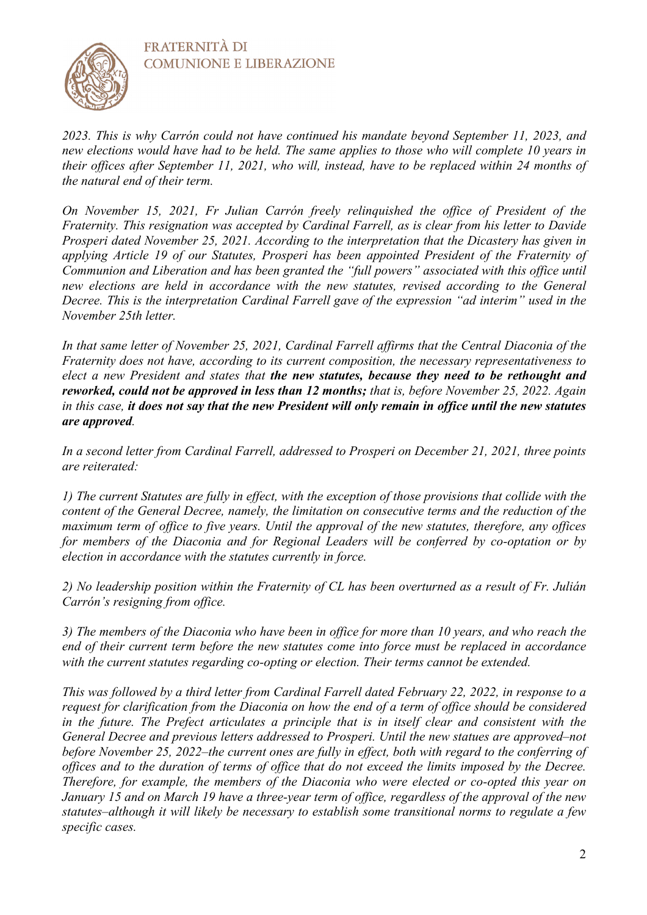*2023. This is why Carrón could not have continued his mandate beyond September 11, 2023, and new elections would have had to be held. The same applies to those who will complete 10 years in their offices after September 11, 2021, who will, instead, have to be replaced within 24 months of the natural end of their term.*

*On November 15, 2021, Fr Julian Carrón freely relinquished the office of President of the Fraternity. This resignation was accepted by Cardinal Farrell, as is clear from his letter to Davide Prosperi dated November 25, 2021. According to the interpretation that the Dicastery has given in applying Article 19 of our Statutes, Prosperi has been appointed President of the Fraternity of Communion and Liberation and has been granted the "full powers" associated with this office until new elections are held in accordance with the new statutes, revised according to the General Decree. This is the interpretation Cardinal Farrell gave of the expression "ad interim" used in the November 25th letter.*

*In that same letter of November 25, 2021, Cardinal Farrell affirms that the Central Diaconia of the Fraternity does not have, according to its current composition, the necessary representativeness to elect a new President and states that* ***the new statutes, because they need to be rethought and reworked, could not be approved in less than 12 months;*** *that is, before November 25, 2022. Again in this case,* ***it does not say that the new President will only remain in office until the new statutes are approved****.*

*In a second letter from Cardinal Farrell, addressed to Prosperi on December 21, 2021, three points are reiterated:*

*1) The current Statutes are fully in effect, with the exception of those provisions that collide with the content of the General Decree, namely, the limitation on consecutive terms and the reduction of the maximum term of office to five years. Until the approval of the new statutes, therefore, any offices for members of the Diaconia and for Regional Leaders will be conferred by co-optation or by election in accordance with the statutes currently in force.*

*2) No leadership position within the Fraternity of CL has been overturned as a result of Fr. Julián Carrón's resigning from office.*

*3) The members of the Diaconia who have been in office for more than 10 years, and who reach the end of their current term before the new statutes come into force must be replaced in accordance with the current statutes regarding co-opting or election. Their terms cannot be extended.*

*This was followed by a third letter from Cardinal Farrell dated February 22, 2022, in response to a request for clarification from the Diaconia on how the end of a term of office should be considered in the future. The Prefect articulates a principle that is in itself clear and consistent with the General Decree and previous letters addressed to Prosperi. Until the new statues are approved–not before November 25, 2022–the current ones are fully in effect, both with regard to the conferring of offices and to the duration of terms of office that do not exceed the limits imposed by the Decree. Therefore, for example, the members of the Diaconia who were elected or co-opted this year on January 15 and on March 19 have a three-year term of office, regardless of the approval of the new statutes–although it will likely be necessary to establish some transitional norms to regulate a few specific cases.*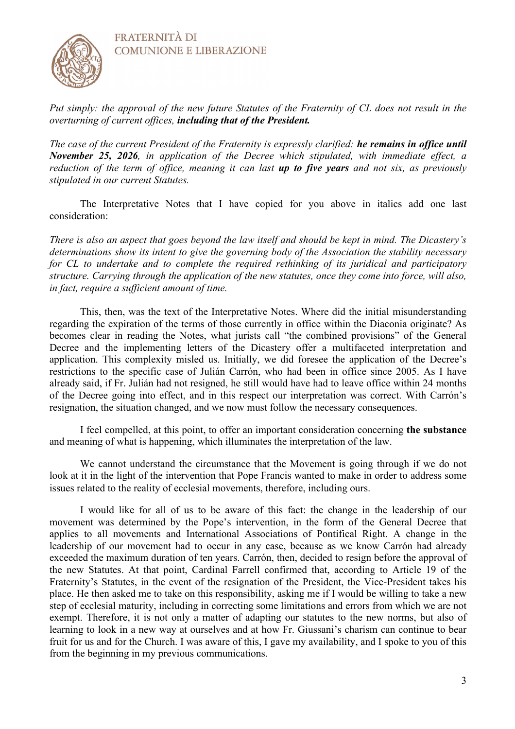*Put simply: the approval of the new future Statutes of the Fraternity of CL does not result in the overturning of current offices, **including that of the President.***

*The case of the current President of the Fraternity is expressly clarified: **he remains in office until November 25, 2026**, in application of the Decree which stipulated, with immediate effect, a reduction of the term of office, meaning it can last **up to five years** and not six, as previously stipulated in our current Statutes.*

The Interpretative Notes that I have copied for you above in italics add one last consideration:

*There is also an aspect that goes beyond the law itself and should be kept in mind. The Dicastery's determinations show its intent to give the governing body of the Association the stability necessary for CL to undertake and to complete the required rethinking of its juridical and participatory structure. Carrying through the application of the new statutes, once they come into force, will also, in fact, require a sufficient amount of time.*

This, then, was the text of the Interpretative Notes. Where did the initial misunderstanding regarding the expiration of the terms of those currently in office within the Diaconia originate? As becomes clear in reading the Notes, what jurists call "the combined provisions" of the General Decree and the implementing letters of the Dicastery offer a multifaceted interpretation and application. This complexity misled us. Initially, we did foresee the application of the Decree's restrictions to the specific case of Julián Carrón, who had been in office since 2005. As I have already said, if Fr. Julián had not resigned, he still would have had to leave office within 24 months of the Decree going into effect, and in this respect our interpretation was correct. With Carrón's resignation, the situation changed, and we now must follow the necessary consequences.

I feel compelled, at this point, to offer an important consideration concerning **the substance** and meaning of what is happening, which illuminates the interpretation of the law.

We cannot understand the circumstance that the Movement is going through if we do not look at it in the light of the intervention that Pope Francis wanted to make in order to address some issues related to the reality of ecclesial movements, therefore, including ours.

I would like for all of us to be aware of this fact: the change in the leadership of our movement was determined by the Pope's intervention, in the form of the General Decree that applies to all movements and International Associations of Pontifical Right. A change in the leadership of our movement had to occur in any case, because as we know Carrón had already exceeded the maximum duration of ten years. Carrón, then, decided to resign before the approval of the new Statutes. At that point, Cardinal Farrell confirmed that, according to Article 19 of the Fraternity's Statutes, in the event of the resignation of the President, the Vice-President takes his place. He then asked me to take on this responsibility, asking me if I would be willing to take a new step of ecclesial maturity, including in correcting some limitations and errors from which we are not exempt. Therefore, it is not only a matter of adapting our statutes to the new norms, but also of learning to look in a new way at ourselves and at how Fr. Giussani's charism can continue to bear fruit for us and for the Church. I was aware of this, I gave my availability, and I spoke to you of this from the beginning in my previous communications.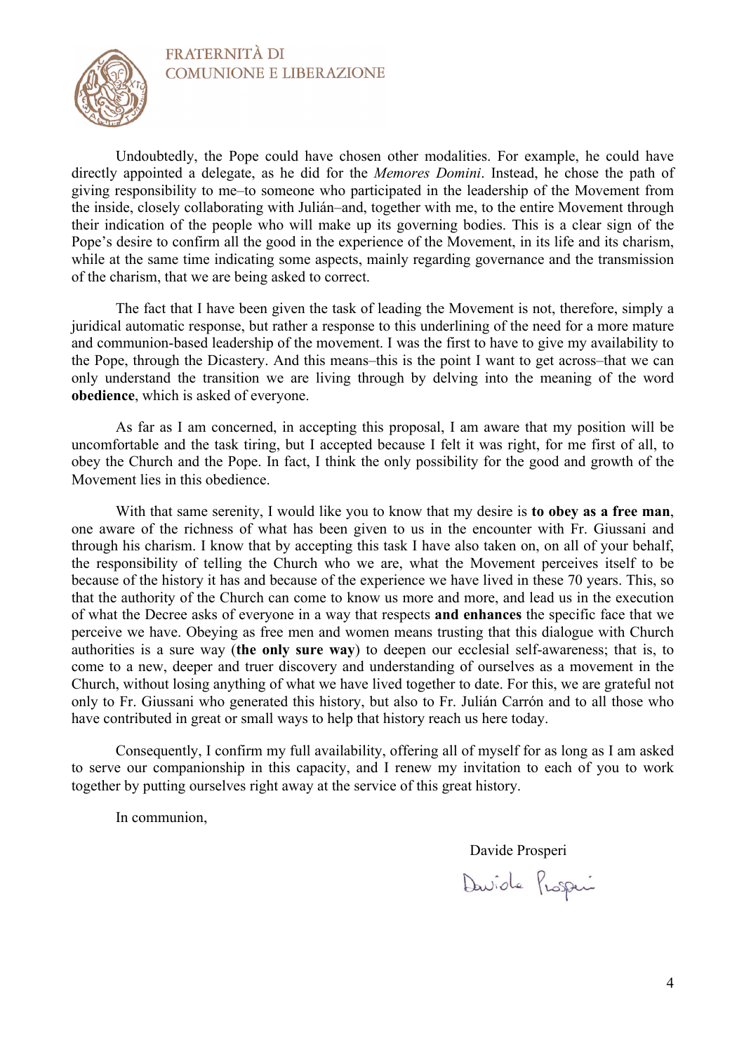Undoubtedly, the Pope could have chosen other modalities. For example, he could have directly appointed a delegate, as he did for the *Memores Domini*. Instead, he chose the path of giving responsibility to me–to someone who participated in the leadership of the Movement from the inside, closely collaborating with Julián–and, together with me, to the entire Movement through their indication of the people who will make up its governing bodies. This is a clear sign of the Pope's desire to confirm all the good in the experience of the Movement, in its life and its charism, while at the same time indicating some aspects, mainly regarding governance and the transmission of the charism, that we are being asked to correct.

The fact that I have been given the task of leading the Movement is not, therefore, simply a juridical automatic response, but rather a response to this underlining of the need for a more mature and communion-based leadership of the movement. I was the first to have to give my availability to the Pope, through the Dicastery. And this means–this is the point I want to get across–that we can only understand the transition we are living through by delving into the meaning of the word **obedience**, which is asked of everyone.

As far as I am concerned, in accepting this proposal, I am aware that my position will be uncomfortable and the task tiring, but I accepted because I felt it was right, for me first of all, to obey the Church and the Pope. In fact, I think the only possibility for the good and growth of the Movement lies in this obedience.

With that same serenity, I would like you to know that my desire is **to obey as a free man**, one aware of the richness of what has been given to us in the encounter with Fr. Giussani and through his charism. I know that by accepting this task I have also taken on, on all of your behalf, the responsibility of telling the Church who we are, what the Movement perceives itself to be because of the history it has and because of the experience we have lived in these 70 years. This, so that the authority of the Church can come to know us more and more, and lead us in the execution of what the Decree asks of everyone in a way that respects **and enhances** the specific face that we perceive we have. Obeying as free men and women means trusting that this dialogue with Church authorities is a sure way (**the only sure way**) to deepen our ecclesial self-awareness; that is, to come to a new, deeper and truer discovery and understanding of ourselves as a movement in the Church, without losing anything of what we have lived together to date. For this, we are grateful not only to Fr. Giussani who generated this history, but also to Fr. Julián Carrón and to all those who have contributed in great or small ways to help that history reach us here today.

Consequently, I confirm my full availability, offering all of myself for as long as I am asked to serve our companionship in this capacity, and I renew my invitation to each of you to work together by putting ourselves right away at the service of this great history.

In communion,

Davide Prosperi

Davide Prosperi